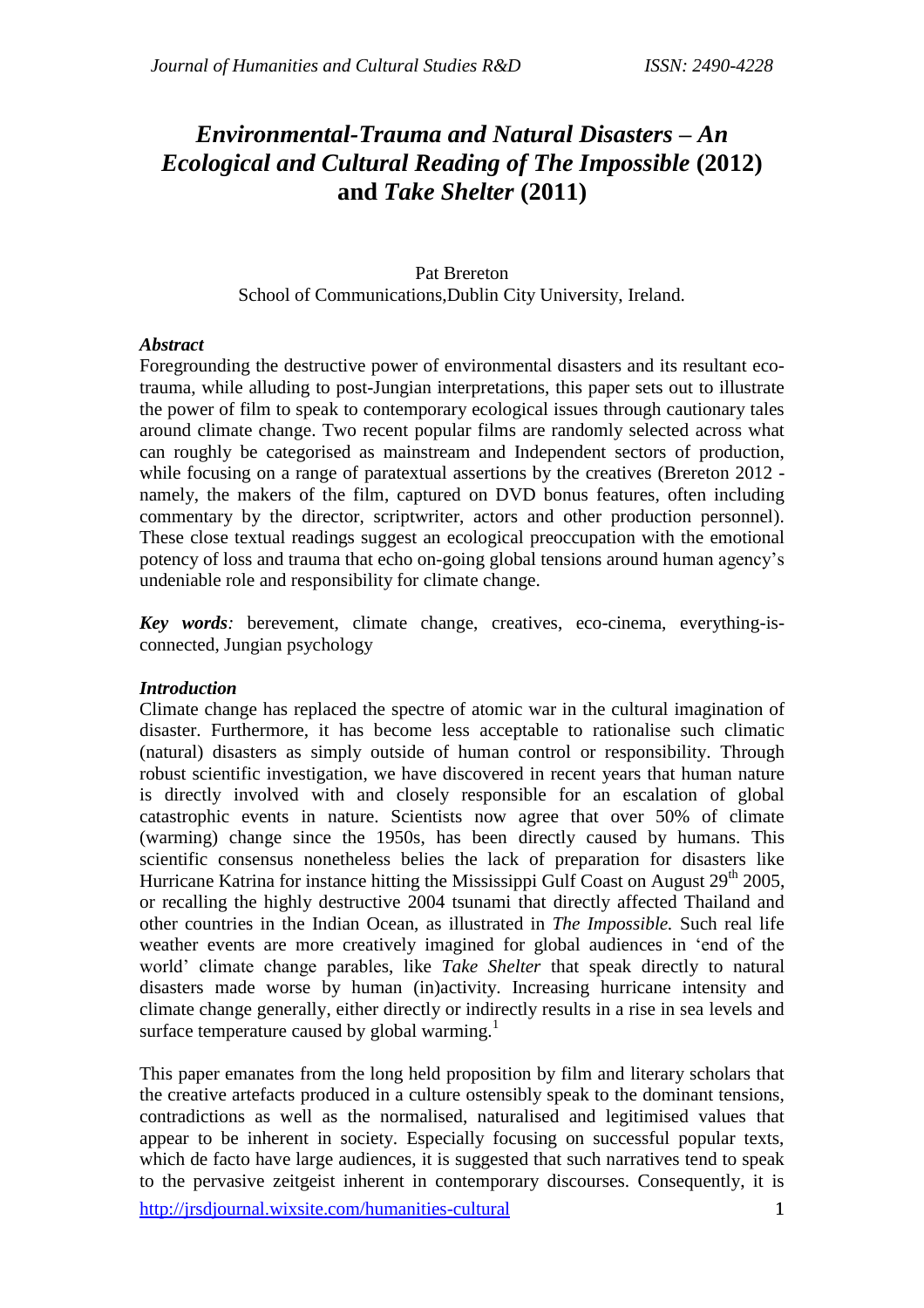# *Environmental-Trauma and Natural Disasters – An Ecological and Cultural Reading of The Impossible* (2012) and *Take Shelter* (2011)

Pat Brereton
School of Communications,Dublin City University, Ireland.

***Abstract***

Foregrounding the destructive power of environmental disasters and its resultant eco-trauma, while alluding to post-Jungian interpretations, this paper sets out to illustrate the power of film to speak to contemporary ecological issues through cautionary tales around climate change. Two recent popular films are randomly selected across what can roughly be categorised as mainstream and Independent sectors of production, while focusing on a range of paratextual assertions by the creatives (Brereton 2012 - namely, the makers of the film, captured on DVD bonus features, often including commentary by the director, scriptwriter, actors and other production personnel). These close textual readings suggest an ecological preoccupation with the emotional potency of loss and trauma that echo on-going global tensions around human agency's undeniable role and responsibility for climate change.

***Key words**:* bereavement, climate change, creatives, eco-cinema, everything-is-connected, Jungian psychology

***Introduction***

Climate change has replaced the spectre of atomic war in the cultural imagination of disaster. Furthermore, it has become less acceptable to rationalise such climatic (natural) disasters as simply outside of human control or responsibility. Through robust scientific investigation, we have discovered in recent years that human nature is directly involved with and closely responsible for an escalation of global catastrophic events in nature. Scientists now agree that over 50% of climate (warming) change since the 1950s, has been directly caused by humans. This scientific consensus nonetheless belies the lack of preparation for disasters like Hurricane Katrina for instance hitting the Mississippi Gulf Coast on August 29th 2005, or recalling the highly destructive 2004 tsunami that directly affected Thailand and other countries in the Indian Ocean, as illustrated in *The Impossible.* Such real life weather events are more creatively imagined for global audiences in 'end of the world' climate change parables, like *Take Shelter* that speak directly to natural disasters made worse by human (in)activity. Increasing hurricane intensity and climate change generally, either directly or indirectly results in a rise in sea levels and surface temperature caused by global warming.[1]

This paper emanates from the long held proposition by film and literary scholars that the creative artefacts produced in a culture ostensibly speak to the dominant tensions, contradictions as well as the normalised, naturalised and legitimised values that appear to be inherent in society. Especially focusing on successful popular texts, which de facto have large audiences, it is suggested that such narratives tend to speak to the pervasive zeitgeist inherent in contemporary discourses. Consequently, it is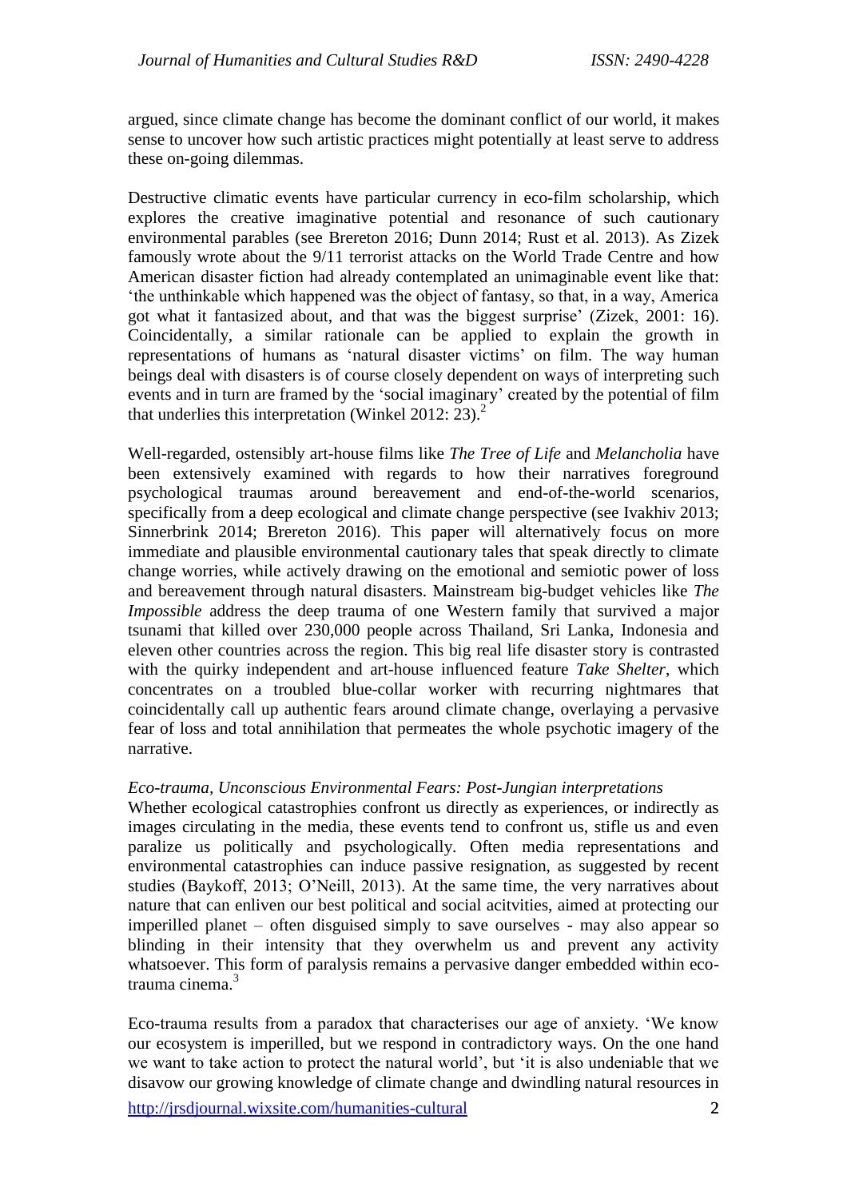argued, since climate change has become the dominant conflict of our world, it makes sense to uncover how such artistic practices might potentially at least serve to address these on-going dilemmas.

Destructive climatic events have particular currency in eco-film scholarship, which explores the creative imaginative potential and resonance of such cautionary environmental parables (see Brereton 2016; Dunn 2014; Rust et al. 2013). As Zizek famously wrote about the 9/11 terrorist attacks on the World Trade Centre and how American disaster fiction had already contemplated an unimaginable event like that: 'the unthinkable which happened was the object of fantasy, so that, in a way, America got what it fantasized about, and that was the biggest surprise' (Zizek, 2001: 16). Coincidentally, a similar rationale can be applied to explain the growth in representations of humans as 'natural disaster victims' on film. The way human beings deal with disasters is of course closely dependent on ways of interpreting such events and in turn are framed by the 'social imaginary' created by the potential of film that underlies this interpretation (Winkel 2012: 23).[2]

Well-regarded, ostensibly art-house films like *The Tree of Life* and *Melancholia* have been extensively examined with regards to how their narratives foreground psychological traumas around bereavement and end-of-the-world scenarios, specifically from a deep ecological and climate change perspective (see Ivakhiv 2013; Sinnerbrink 2014; Brereton 2016). This paper will alternatively focus on more immediate and plausible environmental cautionary tales that speak directly to climate change worries, while actively drawing on the emotional and semiotic power of loss and bereavement through natural disasters. Mainstream big-budget vehicles like *The Impossible* address the deep trauma of one Western family that survived a major tsunami that killed over 230,000 people across Thailand, Sri Lanka, Indonesia and eleven other countries across the region. This big real life disaster story is contrasted with the quirky independent and art-house influenced feature *Take Shelter*, which concentrates on a troubled blue-collar worker with recurring nightmares that coincidentally call up authentic fears around climate change, overlaying a pervasive fear of loss and total annihilation that permeates the whole psychotic imagery of the narrative.

*Eco-trauma, Unconscious Environmental Fears: Post-Jungian interpretations*

Whether ecological catastrophies confront us directly as experiences, or indirectly as images circulating in the media, these events tend to confront us, stifle us and even paralize us politically and psychologically. Often media representations and environmental catastrophies can induce passive resignation, as suggested by recent studies (Baykoff, 2013; O'Neill, 2013). At the same time, the very narratives about nature that can enliven our best political and social acitvities, aimed at protecting our imperilled planet – often disguised simply to save ourselves - may also appear so blinding in their intensity that they overwhelm us and prevent any activity whatsoever. This form of paralysis remains a pervasive danger embedded within eco-trauma cinema.[3]

Eco-trauma results from a paradox that characterises our age of anxiety. 'We know our ecosystem is imperilled, but we respond in contradictory ways. On the one hand we want to take action to protect the natural world', but 'it is also undeniable that we disavow our growing knowledge of climate change and dwindling natural resources in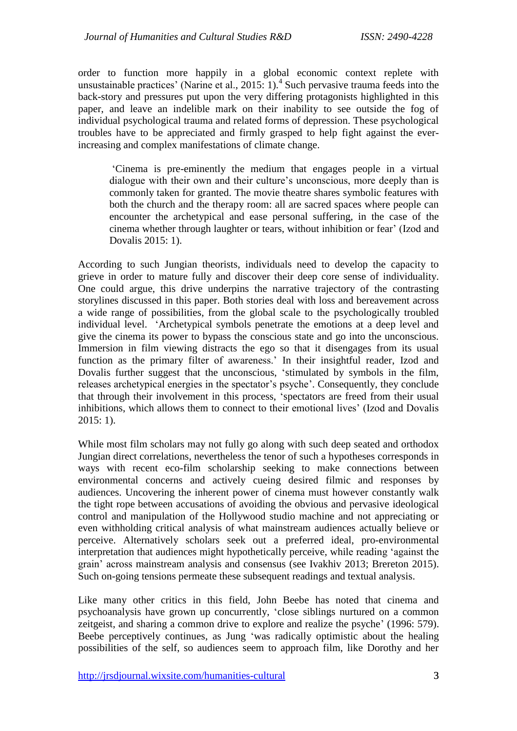order to function more happily in a global economic context replete with unsustainable practices' (Narine et al., 2015: 1).[4] Such pervasive trauma feeds into the back-story and pressures put upon the very differing protagonists highlighted in this paper, and leave an indelible mark on their inability to see outside the fog of individual psychological trauma and related forms of depression. These psychological troubles have to be appreciated and firmly grasped to help fight against the ever-increasing and complex manifestations of climate change.

> 'Cinema is pre-eminently the medium that engages people in a virtual dialogue with their own and their culture's unconscious, more deeply than is commonly taken for granted. The movie theatre shares symbolic features with both the church and the therapy room: all are sacred spaces where people can encounter the archetypical and ease personal suffering, in the case of the cinema whether through laughter or tears, without inhibition or fear' (Izod and Dovalis 2015: 1).

According to such Jungian theorists, individuals need to develop the capacity to grieve in order to mature fully and discover their deep core sense of individuality. One could argue, this drive underpins the narrative trajectory of the contrasting storylines discussed in this paper. Both stories deal with loss and bereavement across a wide range of possibilities, from the global scale to the psychologically troubled individual level. 'Archetypical symbols penetrate the emotions at a deep level and give the cinema its power to bypass the conscious state and go into the unconscious. Immersion in film viewing distracts the ego so that it disengages from its usual function as the primary filter of awareness.' In their insightful reader, Izod and Dovalis further suggest that the unconscious, 'stimulated by symbols in the film, releases archetypical energies in the spectator's psyche'. Consequently, they conclude that through their involvement in this process, 'spectators are freed from their usual inhibitions, which allows them to connect to their emotional lives' (Izod and Dovalis 2015: 1).

While most film scholars may not fully go along with such deep seated and orthodox Jungian direct correlations, nevertheless the tenor of such a hypotheses corresponds in ways with recent eco-film scholarship seeking to make connections between environmental concerns and actively cueing desired filmic and responses by audiences. Uncovering the inherent power of cinema must however constantly walk the tight rope between accusations of avoiding the obvious and pervasive ideological control and manipulation of the Hollywood studio machine and not appreciating or even withholding critical analysis of what mainstream audiences actually believe or perceive. Alternatively scholars seek out a preferred ideal, pro-environmental interpretation that audiences might hypothetically perceive, while reading 'against the grain' across mainstream analysis and consensus (see Ivakhiv 2013; Brereton 2015). Such on-going tensions permeate these subsequent readings and textual analysis.

Like many other critics in this field, John Beebe has noted that cinema and psychoanalysis have grown up concurrently, 'close siblings nurtured on a common zeitgeist, and sharing a common drive to explore and realize the psyche' (1996: 579). Beebe perceptively continues, as Jung 'was radically optimistic about the healing possibilities of the self, so audiences seem to approach film, like Dorothy and her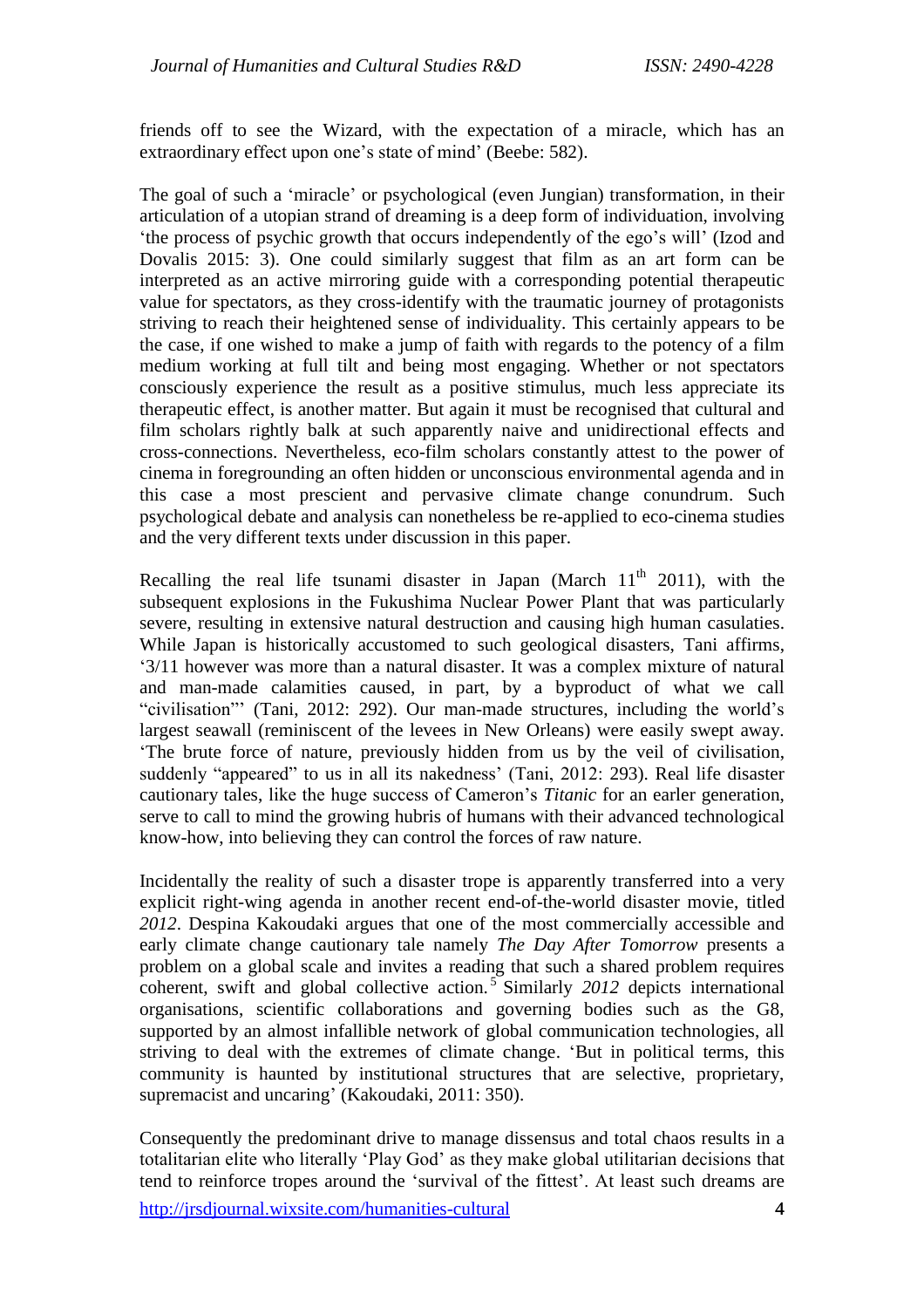friends off to see the Wizard, with the expectation of a miracle, which has an extraordinary effect upon one's state of mind' (Beebe: 582).

The goal of such a 'miracle' or psychological (even Jungian) transformation, in their articulation of a utopian strand of dreaming is a deep form of individuation, involving 'the process of psychic growth that occurs independently of the ego's will' (Izod and Dovalis 2015: 3). One could similarly suggest that film as an art form can be interpreted as an active mirroring guide with a corresponding potential therapeutic value for spectators, as they cross-identify with the traumatic journey of protagonists striving to reach their heightened sense of individuality. This certainly appears to be the case, if one wished to make a jump of faith with regards to the potency of a film medium working at full tilt and being most engaging. Whether or not spectators consciously experience the result as a positive stimulus, much less appreciate its therapeutic effect, is another matter. But again it must be recognised that cultural and film scholars rightly balk at such apparently naive and unidirectional effects and cross-connections. Nevertheless, eco-film scholars constantly attest to the power of cinema in foregrounding an often hidden or unconscious environmental agenda and in this case a most prescient and pervasive climate change conundrum. Such psychological debate and analysis can nonetheless be re-applied to eco-cinema studies and the very different texts under discussion in this paper.

Recalling the real life tsunami disaster in Japan (March 11th 2011), with the subsequent explosions in the Fukushima Nuclear Power Plant that was particularly severe, resulting in extensive natural destruction and causing high human casulaties. While Japan is historically accustomed to such geological disasters, Tani affirms, '3/11 however was more than a natural disaster. It was a complex mixture of natural and man-made calamities caused, in part, by a byproduct of what we call "civilisation"' (Tani, 2012: 292). Our man-made structures, including the world's largest seawall (reminiscent of the levees in New Orleans) were easily swept away. 'The brute force of nature, previously hidden from us by the veil of civilisation, suddenly "appeared" to us in all its nakedness' (Tani, 2012: 293). Real life disaster cautionary tales, like the huge success of Cameron's *Titanic* for an earlier generation, serve to call to mind the growing hubris of humans with their advanced technological know-how, into believing they can control the forces of raw nature.

Incidentally the reality of such a disaster trope is apparently transferred into a very explicit right-wing agenda in another recent end-of-the-world disaster movie, titled *2012*. Despina Kakoudaki argues that one of the most commercially accessible and early climate change cautionary tale namely *The Day After Tomorrow* presents a problem on a global scale and invites a reading that such a shared problem requires coherent, swift and global collective action.[5] Similarly *2012* depicts international organisations, scientific collaborations and governing bodies such as the G8, supported by an almost infallible network of global communication technologies, all striving to deal with the extremes of climate change. 'But in political terms, this community is haunted by institutional structures that are selective, proprietary, supremacist and uncaring' (Kakoudaki, 2011: 350).

Consequently the predominant drive to manage dissensus and total chaos results in a totalitarian elite who literally 'Play God' as they make global utilitarian decisions that tend to reinforce tropes around the 'survival of the fittest'. At least such dreams are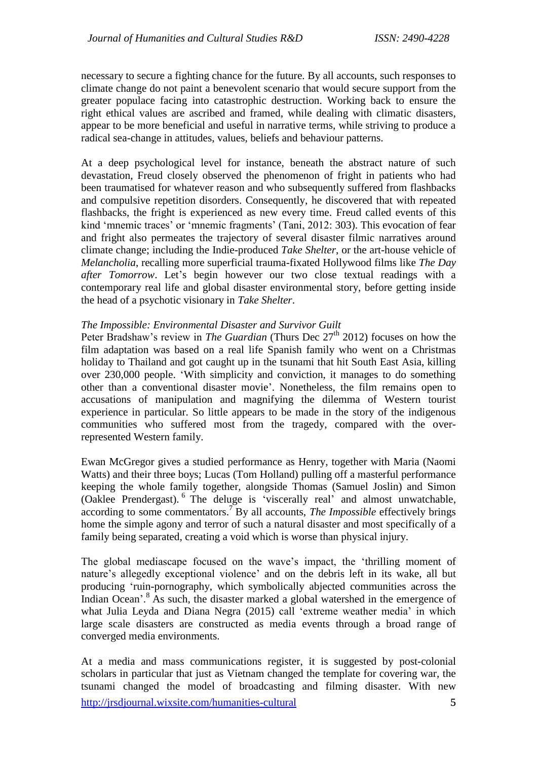necessary to secure a fighting chance for the future. By all accounts, such responses to climate change do not paint a benevolent scenario that would secure support from the greater populace facing into catastrophic destruction. Working back to ensure the right ethical values are ascribed and framed, while dealing with climatic disasters, appear to be more beneficial and useful in narrative terms, while striving to produce a radical sea-change in attitudes, values, beliefs and behaviour patterns.

At a deep psychological level for instance, beneath the abstract nature of such devastation, Freud closely observed the phenomenon of fright in patients who had been traumatised for whatever reason and who subsequently suffered from flashbacks and compulsive repetition disorders. Consequently, he discovered that with repeated flashbacks, the fright is experienced as new every time. Freud called events of this kind 'mnemic traces' or 'mnemic fragments' (Tani, 2012: 303). This evocation of fear and fright also permeates the trajectory of several disaster filmic narratives around climate change; including the Indie-produced *Take Shelter*, or the art-house vehicle of *Melancholia*, recalling more superficial trauma-fixated Hollywood films like *The Day after Tomorrow*. Let's begin however our two close textual readings with a contemporary real life and global disaster environmental story, before getting inside the head of a psychotic visionary in *Take Shelter*.

*The Impossible: Environmental Disaster and Survivor Guilt*

Peter Bradshaw's review in *The Guardian* (Thurs Dec 27th 2012) focuses on how the film adaptation was based on a real life Spanish family who went on a Christmas holiday to Thailand and got caught up in the tsunami that hit South East Asia, killing over 230,000 people. 'With simplicity and conviction, it manages to do something other than a conventional disaster movie'. Nonetheless, the film remains open to accusations of manipulation and magnifying the dilemma of Western tourist experience in particular. So little appears to be made in the story of the indigenous communities who suffered most from the tragedy, compared with the over-represented Western family.

Ewan McGregor gives a studied performance as Henry, together with Maria (Naomi Watts) and their three boys; Lucas (Tom Holland) pulling off a masterful performance keeping the whole family together, alongside Thomas (Samuel Joslin) and Simon (Oaklee Prendergast).[6] The deluge is 'viscerally real' and almost unwatchable, according to some commentators.[7] By all accounts, *The Impossible* effectively brings home the simple agony and terror of such a natural disaster and most specifically of a family being separated, creating a void which is worse than physical injury.

The global mediascape focused on the wave's impact, the 'thrilling moment of nature's allegedly exceptional violence' and on the debris left in its wake, all but producing 'ruin-pornography, which symbolically abjected communities across the Indian Ocean'.[8] As such, the disaster marked a global watershed in the emergence of what Julia Leyda and Diana Negra (2015) call 'extreme weather media' in which large scale disasters are constructed as media events through a broad range of converged media environments.

At a media and mass communications register, it is suggested by post-colonial scholars in particular that just as Vietnam changed the template for covering war, the tsunami changed the model of broadcasting and filming disaster. With new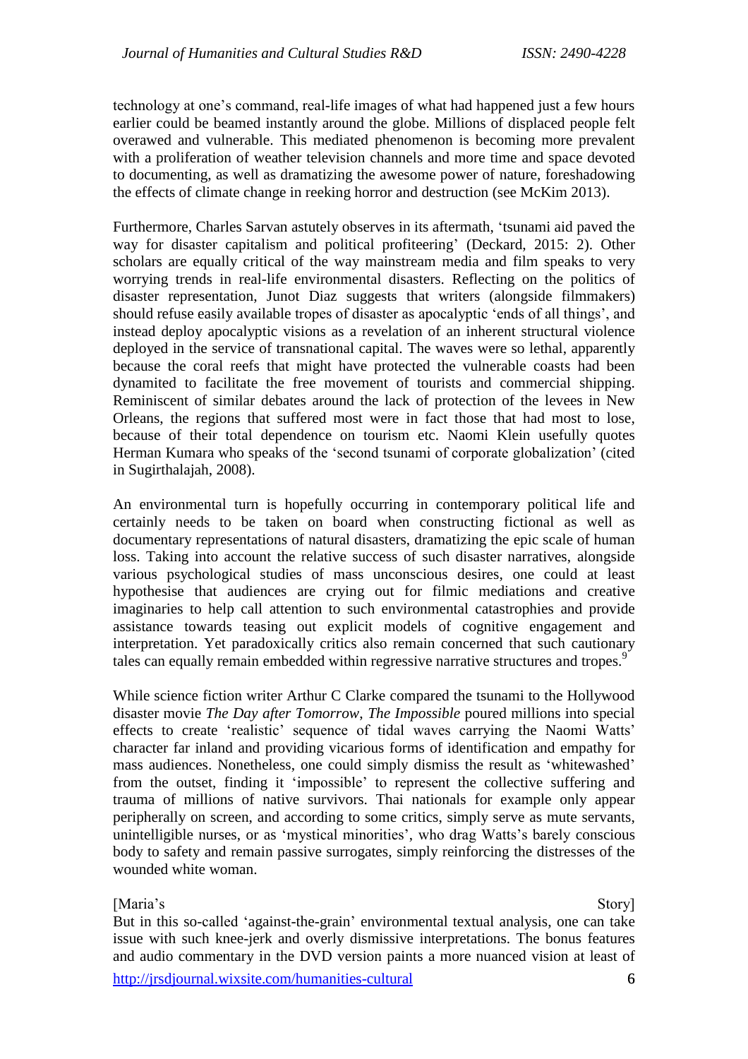technology at one's command, real-life images of what had happened just a few hours earlier could be beamed instantly around the globe. Millions of displaced people felt overawed and vulnerable. This mediated phenomenon is becoming more prevalent with a proliferation of weather television channels and more time and space devoted to documenting, as well as dramatizing the awesome power of nature, foreshadowing the effects of climate change in reeking horror and destruction (see McKim 2013).

Furthermore, Charles Sarvan astutely observes in its aftermath, 'tsunami aid paved the way for disaster capitalism and political profiteering' (Deckard, 2015: 2). Other scholars are equally critical of the way mainstream media and film speaks to very worrying trends in real-life environmental disasters. Reflecting on the politics of disaster representation, Junot Diaz suggests that writers (alongside filmmakers) should refuse easily available tropes of disaster as apocalyptic 'ends of all things', and instead deploy apocalyptic visions as a revelation of an inherent structural violence deployed in the service of transnational capital. The waves were so lethal, apparently because the coral reefs that might have protected the vulnerable coasts had been dynamited to facilitate the free movement of tourists and commercial shipping. Reminiscent of similar debates around the lack of protection of the levees in New Orleans, the regions that suffered most were in fact those that had most to lose, because of their total dependence on tourism etc. Naomi Klein usefully quotes Herman Kumara who speaks of the 'second tsunami of corporate globalization' (cited in Sugirthalajah, 2008).

An environmental turn is hopefully occurring in contemporary political life and certainly needs to be taken on board when constructing fictional as well as documentary representations of natural disasters, dramatizing the epic scale of human loss. Taking into account the relative success of such disaster narratives, alongside various psychological studies of mass unconscious desires, one could at least hypothesise that audiences are crying out for filmic mediations and creative imaginaries to help call attention to such environmental catastrophies and provide assistance towards teasing out explicit models of cognitive engagement and interpretation. Yet paradoxically critics also remain concerned that such cautionary tales can equally remain embedded within regressive narrative structures and tropes.[9]

While science fiction writer Arthur C Clarke compared the tsunami to the Hollywood disaster movie *The Day after Tomorrow*, *The Impossible* poured millions into special effects to create 'realistic' sequence of tidal waves carrying the Naomi Watts' character far inland and providing vicarious forms of identification and empathy for mass audiences. Nonetheless, one could simply dismiss the result as 'whitewashed' from the outset, finding it 'impossible' to represent the collective suffering and trauma of millions of native survivors. Thai nationals for example only appear peripherally on screen, and according to some critics, simply serve as mute servants, unintelligible nurses, or as 'mystical minorities', who drag Watts's barely conscious body to safety and remain passive surrogates, simply reinforcing the distresses of the wounded white woman.

[Maria's Story]

But in this so-called 'against-the-grain' environmental textual analysis, one can take issue with such knee-jerk and overly dismissive interpretations. The bonus features and audio commentary in the DVD version paints a more nuanced vision at least of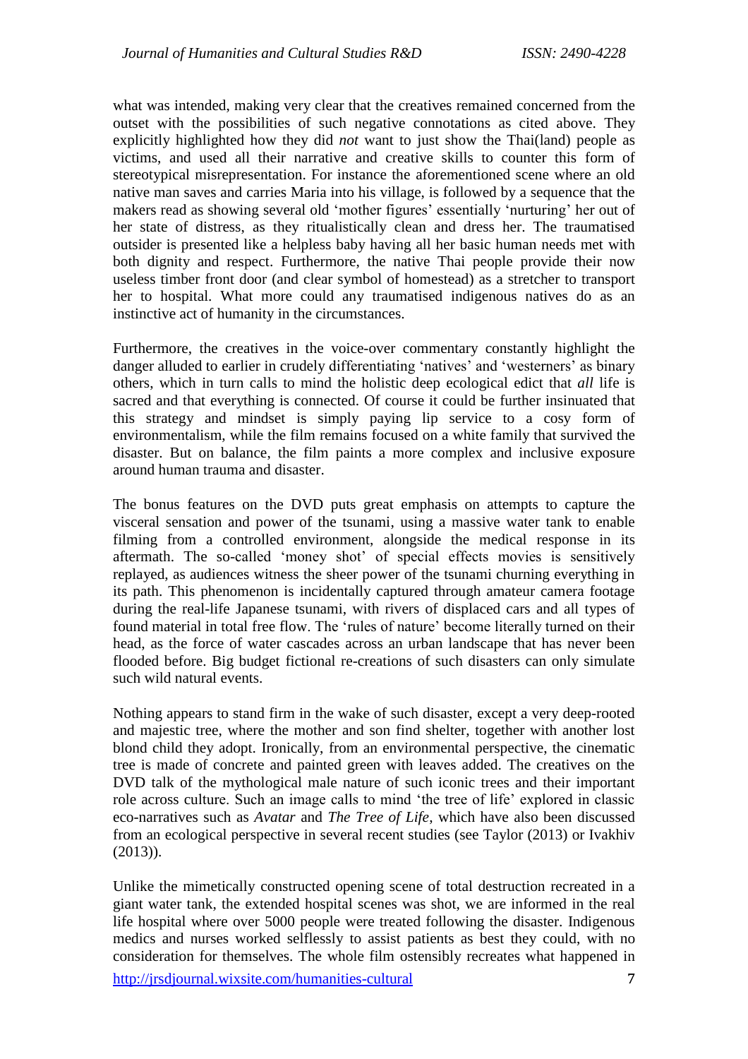what was intended, making very clear that the creatives remained concerned from the outset with the possibilities of such negative connotations as cited above. They explicitly highlighted how they did *not* want to just show the Thai(land) people as victims, and used all their narrative and creative skills to counter this form of stereotypical misrepresentation. For instance the aforementioned scene where an old native man saves and carries Maria into his village, is followed by a sequence that the makers read as showing several old 'mother figures' essentially 'nurturing' her out of her state of distress, as they ritualistically clean and dress her. The traumatised outsider is presented like a helpless baby having all her basic human needs met with both dignity and respect. Furthermore, the native Thai people provide their now useless timber front door (and clear symbol of homestead) as a stretcher to transport her to hospital. What more could any traumatised indigenous natives do as an instinctive act of humanity in the circumstances.

Furthermore, the creatives in the voice-over commentary constantly highlight the danger alluded to earlier in crudely differentiating 'natives' and 'westerners' as binary others, which in turn calls to mind the holistic deep ecological edict that *all* life is sacred and that everything is connected. Of course it could be further insinuated that this strategy and mindset is simply paying lip service to a cosy form of environmentalism, while the film remains focused on a white family that survived the disaster. But on balance, the film paints a more complex and inclusive exposure around human trauma and disaster.

The bonus features on the DVD puts great emphasis on attempts to capture the visceral sensation and power of the tsunami, using a massive water tank to enable filming from a controlled environment, alongside the medical response in its aftermath. The so-called 'money shot' of special effects movies is sensitively replayed, as audiences witness the sheer power of the tsunami churning everything in its path. This phenomenon is incidentally captured through amateur camera footage during the real-life Japanese tsunami, with rivers of displaced cars and all types of found material in total free flow. The 'rules of nature' become literally turned on their head, as the force of water cascades across an urban landscape that has never been flooded before. Big budget fictional re-creations of such disasters can only simulate such wild natural events.

Nothing appears to stand firm in the wake of such disaster, except a very deep-rooted and majestic tree, where the mother and son find shelter, together with another lost blond child they adopt. Ironically, from an environmental perspective, the cinematic tree is made of concrete and painted green with leaves added. The creatives on the DVD talk of the mythological male nature of such iconic trees and their important role across culture. Such an image calls to mind 'the tree of life' explored in classic eco-narratives such as *Avatar* and *The Tree of Life*, which have also been discussed from an ecological perspective in several recent studies (see Taylor (2013) or Ivakhiv (2013)).

Unlike the mimetically constructed opening scene of total destruction recreated in a giant water tank, the extended hospital scenes was shot, we are informed in the real life hospital where over 5000 people were treated following the disaster. Indigenous medics and nurses worked selflessly to assist patients as best they could, with no consideration for themselves. The whole film ostensibly recreates what happened in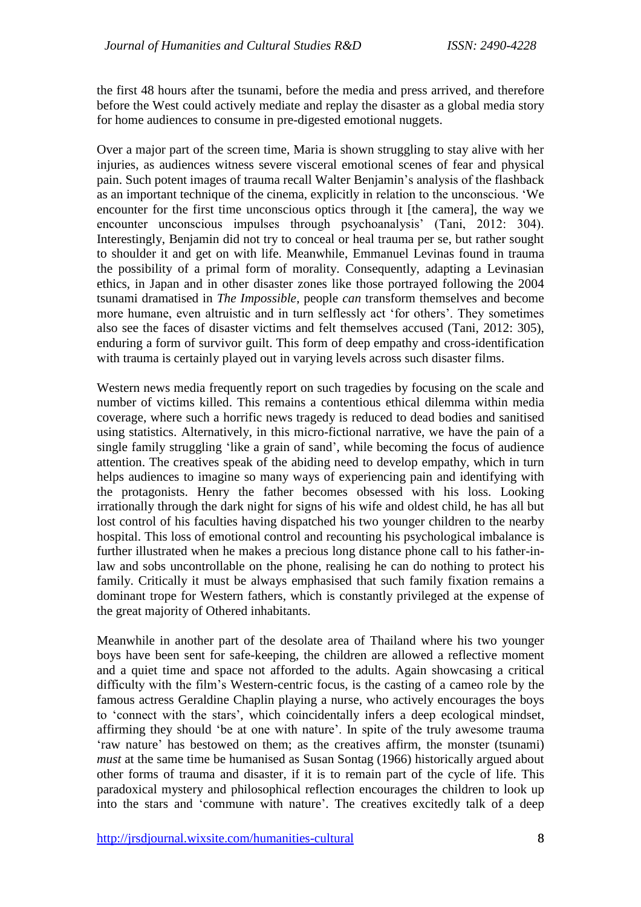the first 48 hours after the tsunami, before the media and press arrived, and therefore before the West could actively mediate and replay the disaster as a global media story for home audiences to consume in pre-digested emotional nuggets.

Over a major part of the screen time, Maria is shown struggling to stay alive with her injuries, as audiences witness severe visceral emotional scenes of fear and physical pain. Such potent images of trauma recall Walter Benjamin's analysis of the flashback as an important technique of the cinema, explicitly in relation to the unconscious. 'We encounter for the first time unconscious optics through it [the camera], the way we encounter unconscious impulses through psychoanalysis' (Tani, 2012: 304). Interestingly, Benjamin did not try to conceal or heal trauma per se, but rather sought to shoulder it and get on with life. Meanwhile, Emmanuel Levinas found in trauma the possibility of a primal form of morality. Consequently, adapting a Levinasian ethics, in Japan and in other disaster zones like those portrayed following the 2004 tsunami dramatised in *The Impossible*, people *can* transform themselves and become more humane, even altruistic and in turn selflessly act 'for others'. They sometimes also see the faces of disaster victims and felt themselves accused (Tani, 2012: 305), enduring a form of survivor guilt. This form of deep empathy and cross-identification with trauma is certainly played out in varying levels across such disaster films.

Western news media frequently report on such tragedies by focusing on the scale and number of victims killed. This remains a contentious ethical dilemma within media coverage, where such a horrific news tragedy is reduced to dead bodies and sanitised using statistics. Alternatively, in this micro-fictional narrative, we have the pain of a single family struggling 'like a grain of sand', while becoming the focus of audience attention. The creatives speak of the abiding need to develop empathy, which in turn helps audiences to imagine so many ways of experiencing pain and identifying with the protagonists. Henry the father becomes obsessed with his loss. Looking irrationally through the dark night for signs of his wife and oldest child, he has all but lost control of his faculties having dispatched his two younger children to the nearby hospital. This loss of emotional control and recounting his psychological imbalance is further illustrated when he makes a precious long distance phone call to his father-in-law and sobs uncontrollable on the phone, realising he can do nothing to protect his family. Critically it must be always emphasised that such family fixation remains a dominant trope for Western fathers, which is constantly privileged at the expense of the great majority of Othered inhabitants.

Meanwhile in another part of the desolate area of Thailand where his two younger boys have been sent for safe-keeping, the children are allowed a reflective moment and a quiet time and space not afforded to the adults. Again showcasing a critical difficulty with the film's Western-centric focus, is the casting of a cameo role by the famous actress Geraldine Chaplin playing a nurse, who actively encourages the boys to 'connect with the stars', which coincidentally infers a deep ecological mindset, affirming they should 'be at one with nature'. In spite of the truly awesome trauma 'raw nature' has bestowed on them; as the creatives affirm, the monster (tsunami) *must* at the same time be humanised as Susan Sontag (1966) historically argued about other forms of trauma and disaster, if it is to remain part of the cycle of life. This paradoxical mystery and philosophical reflection encourages the children to look up into the stars and 'commune with nature'. The creatives excitedly talk of a deep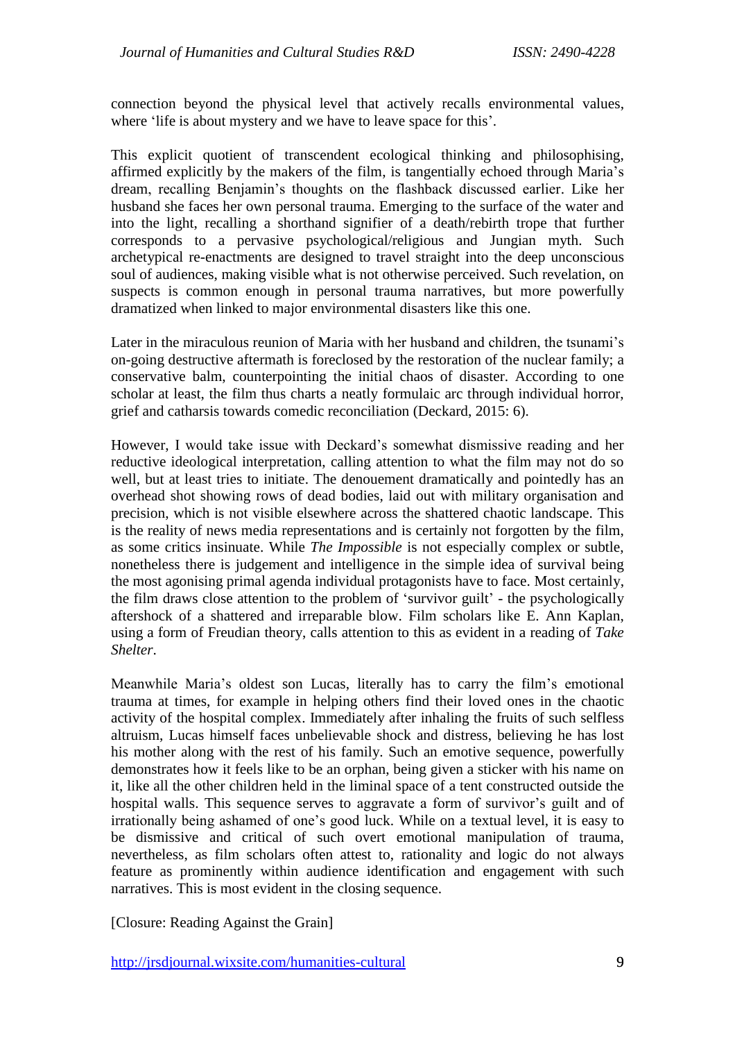connection beyond the physical level that actively recalls environmental values, where 'life is about mystery and we have to leave space for this'.

This explicit quotient of transcendent ecological thinking and philosophising, affirmed explicitly by the makers of the film, is tangentially echoed through Maria's dream, recalling Benjamin's thoughts on the flashback discussed earlier. Like her husband she faces her own personal trauma. Emerging to the surface of the water and into the light, recalling a shorthand signifier of a death/rebirth trope that further corresponds to a pervasive psychological/religious and Jungian myth. Such archetypical re-enactments are designed to travel straight into the deep unconscious soul of audiences, making visible what is not otherwise perceived. Such revelation, on suspects is common enough in personal trauma narratives, but more powerfully dramatized when linked to major environmental disasters like this one.

Later in the miraculous reunion of Maria with her husband and children, the tsunami's on-going destructive aftermath is foreclosed by the restoration of the nuclear family; a conservative balm, counterpointing the initial chaos of disaster. According to one scholar at least, the film thus charts a neatly formulaic arc through individual horror, grief and catharsis towards comedic reconciliation (Deckard, 2015: 6).

However, I would take issue with Deckard's somewhat dismissive reading and her reductive ideological interpretation, calling attention to what the film may not do so well, but at least tries to initiate. The denouement dramatically and pointedly has an overhead shot showing rows of dead bodies, laid out with military organisation and precision, which is not visible elsewhere across the shattered chaotic landscape. This is the reality of news media representations and is certainly not forgotten by the film, as some critics insinuate. While *The Impossible* is not especially complex or subtle, nonetheless there is judgement and intelligence in the simple idea of survival being the most agonising primal agenda individual protagonists have to face. Most certainly, the film draws close attention to the problem of 'survivor guilt' - the psychologically aftershock of a shattered and irreparable blow. Film scholars like E. Ann Kaplan, using a form of Freudian theory, calls attention to this as evident in a reading of *Take Shelter*.

Meanwhile Maria's oldest son Lucas, literally has to carry the film's emotional trauma at times, for example in helping others find their loved ones in the chaotic activity of the hospital complex. Immediately after inhaling the fruits of such selfless altruism, Lucas himself faces unbelievable shock and distress, believing he has lost his mother along with the rest of his family. Such an emotive sequence, powerfully demonstrates how it feels like to be an orphan, being given a sticker with his name on it, like all the other children held in the liminal space of a tent constructed outside the hospital walls. This sequence serves to aggravate a form of survivor's guilt and of irrationally being ashamed of one's good luck. While on a textual level, it is easy to be dismissive and critical of such overt emotional manipulation of trauma, nevertheless, as film scholars often attest to, rationality and logic do not always feature as prominently within audience identification and engagement with such narratives. This is most evident in the closing sequence.

[Closure: Reading Against the Grain]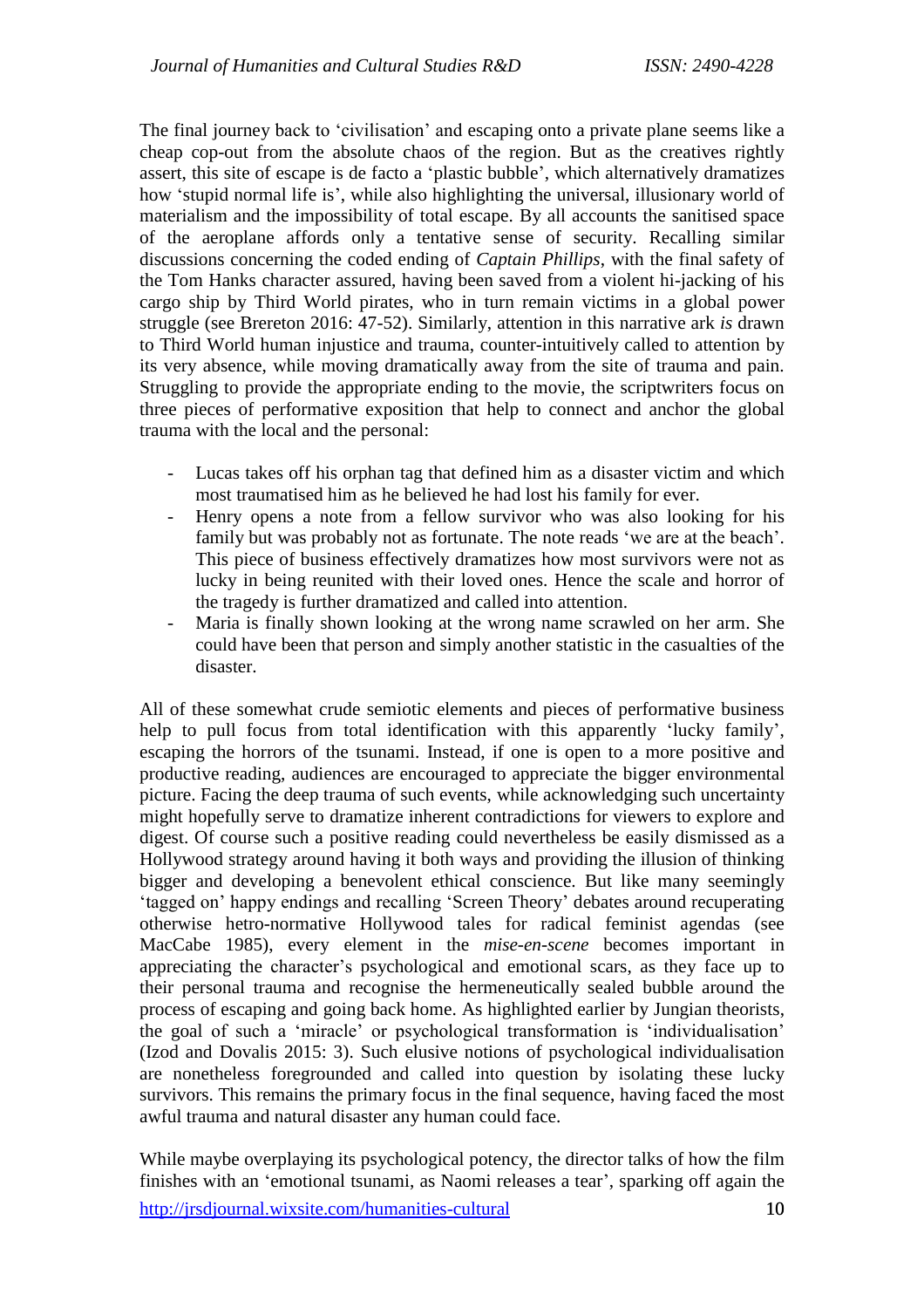The final journey back to 'civilisation' and escaping onto a private plane seems like a cheap cop-out from the absolute chaos of the region. But as the creatives rightly assert, this site of escape is de facto a 'plastic bubble', which alternatively dramatizes how 'stupid normal life is', while also highlighting the universal, illusionary world of materialism and the impossibility of total escape. By all accounts the sanitised space of the aeroplane affords only a tentative sense of security. Recalling similar discussions concerning the coded ending of *Captain Phillips*, with the final safety of the Tom Hanks character assured, having been saved from a violent hi-jacking of his cargo ship by Third World pirates, who in turn remain victims in a global power struggle (see Brereton 2016: 47-52). Similarly, attention in this narrative ark *is* drawn to Third World human injustice and trauma, counter-intuitively called to attention by its very absence, while moving dramatically away from the site of trauma and pain. Struggling to provide the appropriate ending to the movie, the scriptwriters focus on three pieces of performative exposition that help to connect and anchor the global trauma with the local and the personal:

- Lucas takes off his orphan tag that defined him as a disaster victim and which most traumatised him as he believed he had lost his family for ever.
- Henry opens a note from a fellow survivor who was also looking for his family but was probably not as fortunate. The note reads 'we are at the beach'. This piece of business effectively dramatizes how most survivors were not as lucky in being reunited with their loved ones. Hence the scale and horror of the tragedy is further dramatized and called into attention.
- Maria is finally shown looking at the wrong name scrawled on her arm. She could have been that person and simply another statistic in the casualties of the disaster.

All of these somewhat crude semiotic elements and pieces of performative business help to pull focus from total identification with this apparently 'lucky family', escaping the horrors of the tsunami. Instead, if one is open to a more positive and productive reading, audiences are encouraged to appreciate the bigger environmental picture. Facing the deep trauma of such events, while acknowledging such uncertainty might hopefully serve to dramatize inherent contradictions for viewers to explore and digest. Of course such a positive reading could nevertheless be easily dismissed as a Hollywood strategy around having it both ways and providing the illusion of thinking bigger and developing a benevolent ethical conscience. But like many seemingly 'tagged on' happy endings and recalling 'Screen Theory' debates around recuperating otherwise hetro-normative Hollywood tales for radical feminist agendas (see MacCabe 1985), every element in the *mise-en-scene* becomes important in appreciating the character's psychological and emotional scars, as they face up to their personal trauma and recognise the hermeneutically sealed bubble around the process of escaping and going back home. As highlighted earlier by Jungian theorists, the goal of such a 'miracle' or psychological transformation is 'individualisation' (Izod and Dovalis 2015: 3). Such elusive notions of psychological individualisation are nonetheless foregrounded and called into question by isolating these lucky survivors. This remains the primary focus in the final sequence, having faced the most awful trauma and natural disaster any human could face.

While maybe overplaying its psychological potency, the director talks of how the film finishes with an 'emotional tsunami, as Naomi releases a tear', sparking off again the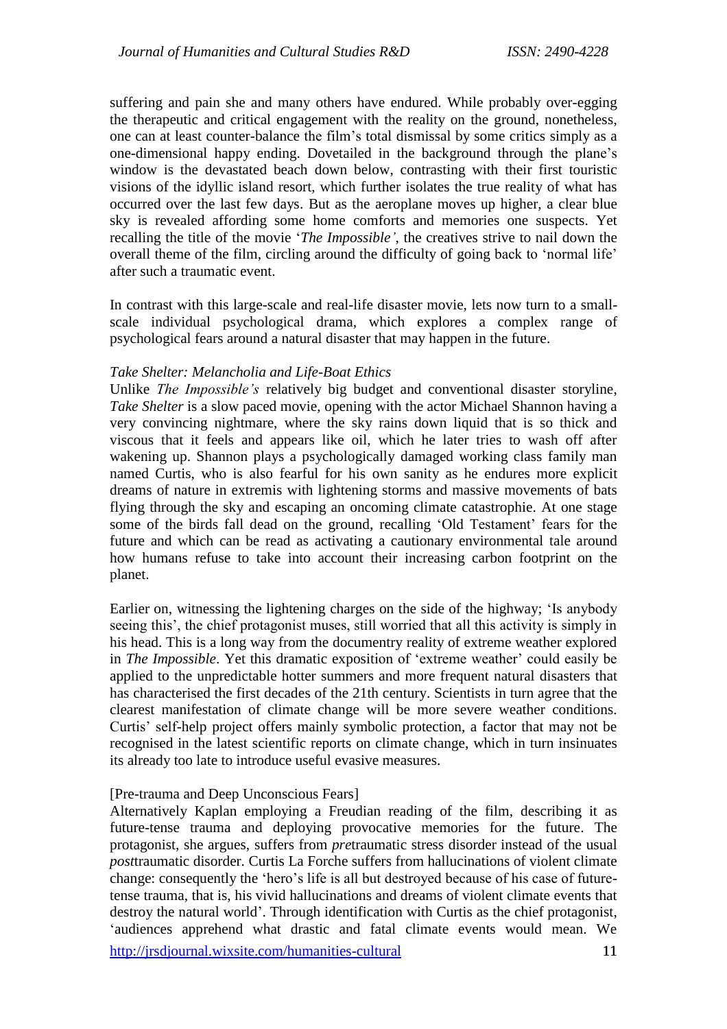suffering and pain she and many others have endured. While probably over-egging the therapeutic and critical engagement with the reality on the ground, nonetheless, one can at least counter-balance the film's total dismissal by some critics simply as a one-dimensional happy ending. Dovetailed in the background through the plane's window is the devastated beach down below, contrasting with their first touristic visions of the idyllic island resort, which further isolates the true reality of what has occurred over the last few days. But as the aeroplane moves up higher, a clear blue sky is revealed affording some home comforts and memories one suspects. Yet recalling the title of the movie '*The Impossible'*, the creatives strive to nail down the overall theme of the film, circling around the difficulty of going back to 'normal life' after such a traumatic event.

In contrast with this large-scale and real-life disaster movie, lets now turn to a small-scale individual psychological drama, which explores a complex range of psychological fears around a natural disaster that may happen in the future.

*Take Shelter: Melancholia and Life-Boat Ethics*

Unlike *The Impossible's* relatively big budget and conventional disaster storyline, *Take Shelter* is a slow paced movie, opening with the actor Michael Shannon having a very convincing nightmare, where the sky rains down liquid that is so thick and viscous that it feels and appears like oil, which he later tries to wash off after wakening up. Shannon plays a psychologically damaged working class family man named Curtis, who is also fearful for his own sanity as he endures more explicit dreams of nature in extremis with lightening storms and massive movements of bats flying through the sky and escaping an oncoming climate catastrophie. At one stage some of the birds fall dead on the ground, recalling 'Old Testament' fears for the future and which can be read as activating a cautionary environmental tale around how humans refuse to take into account their increasing carbon footprint on the planet.

Earlier on, witnessing the lightening charges on the side of the highway; 'Is anybody seeing this', the chief protagonist muses, still worried that all this activity is simply in his head. This is a long way from the documentry reality of extreme weather explored in *The Impossible*. Yet this dramatic exposition of 'extreme weather' could easily be applied to the unpredictable hotter summers and more frequent natural disasters that has characterised the first decades of the 21th century. Scientists in turn agree that the clearest manifestation of climate change will be more severe weather conditions. Curtis' self-help project offers mainly symbolic protection, a factor that may not be recognised in the latest scientific reports on climate change, which in turn insinuates its already too late to introduce useful evasive measures.

[Pre-trauma and Deep Unconscious Fears]

Alternatively Kaplan employing a Freudian reading of the film, describing it as future-tense trauma and deploying provocative memories for the future. The protagonist, she argues, suffers from *pre*traumatic stress disorder instead of the usual *post*traumatic disorder. Curtis La Forche suffers from hallucinations of violent climate change: consequently the 'hero's life is all but destroyed because of his case of future-tense trauma, that is, his vivid hallucinations and dreams of violent climate events that destroy the natural world'. Through identification with Curtis as the chief protagonist, 'audiences apprehend what drastic and fatal climate events would mean. We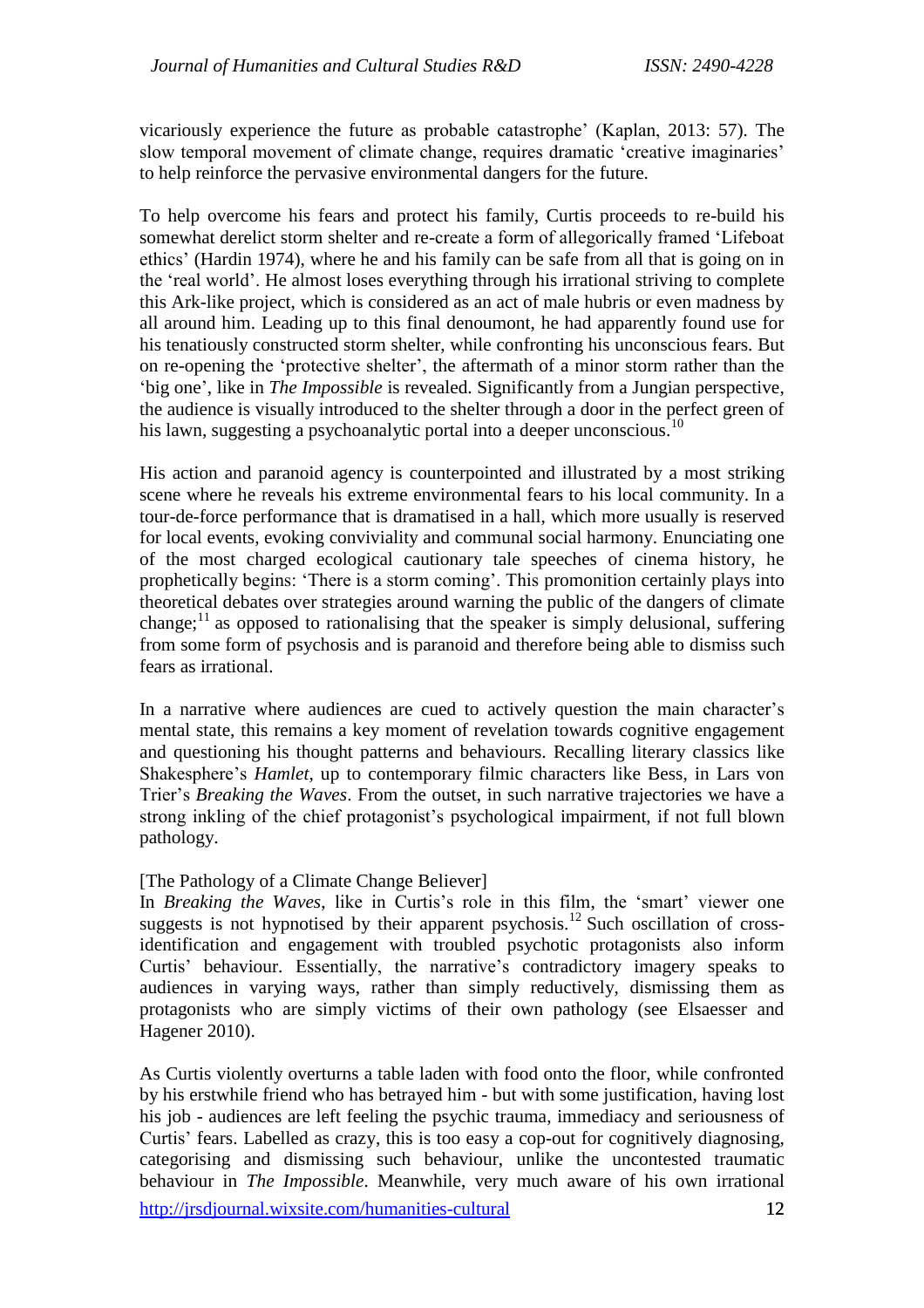vicariously experience the future as probable catastrophe' (Kaplan, 2013: 57). The slow temporal movement of climate change, requires dramatic 'creative imaginaries' to help reinforce the pervasive environmental dangers for the future.

To help overcome his fears and protect his family, Curtis proceeds to re-build his somewhat derelict storm shelter and re-create a form of allegorically framed 'Lifeboat ethics' (Hardin 1974), where he and his family can be safe from all that is going on in the 'real world'. He almost loses everything through his irrational striving to complete this Ark-like project, which is considered as an act of male hubris or even madness by all around him. Leading up to this final denoumont, he had apparently found use for his tenatiously constructed storm shelter, while confronting his unconscious fears. But on re-opening the 'protective shelter', the aftermath of a minor storm rather than the 'big one', like in *The Impossible* is revealed. Significantly from a Jungian perspective, the audience is visually introduced to the shelter through a door in the perfect green of his lawn, suggesting a psychoanalytic portal into a deeper unconscious.[10]

His action and paranoid agency is counterpointed and illustrated by a most striking scene where he reveals his extreme environmental fears to his local community. In a tour-de-force performance that is dramatised in a hall, which more usually is reserved for local events, evoking conviviality and communal social harmony. Enunciating one of the most charged ecological cautionary tale speeches of cinema history, he prophetically begins: 'There is a storm coming'. This promonition certainly plays into theoretical debates over strategies around warning the public of the dangers of climate change;[11] as opposed to rationalising that the speaker is simply delusional, suffering from some form of psychosis and is paranoid and therefore being able to dismiss such fears as irrational.

In a narrative where audiences are cued to actively question the main character's mental state, this remains a key moment of revelation towards cognitive engagement and questioning his thought patterns and behaviours. Recalling literary classics like Shakesphere's *Hamlet*, up to contemporary filmic characters like Bess, in Lars von Trier's *Breaking the Waves*. From the outset, in such narrative trajectories we have a strong inkling of the chief protagonist's psychological impairment, if not full blown pathology.

[The Pathology of a Climate Change Believer]

In *Breaking the Waves*, like in Curtis's role in this film, the 'smart' viewer one suggests is not hypnotised by their apparent psychosis.[12] Such oscillation of cross-identification and engagement with troubled psychotic protagonists also inform Curtis' behaviour. Essentially, the narrative's contradictory imagery speaks to audiences in varying ways, rather than simply reductively, dismissing them as protagonists who are simply victims of their own pathology (see Elsaesser and Hagener 2010).

As Curtis violently overturns a table laden with food onto the floor, while confronted by his erstwhile friend who has betrayed him - but with some justification, having lost his job - audiences are left feeling the psychic trauma, immediacy and seriousness of Curtis' fears. Labelled as crazy, this is too easy a cop-out for cognitively diagnosing, categorising and dismissing such behaviour, unlike the uncontested traumatic behaviour in *The Impossible*. Meanwhile, very much aware of his own irrational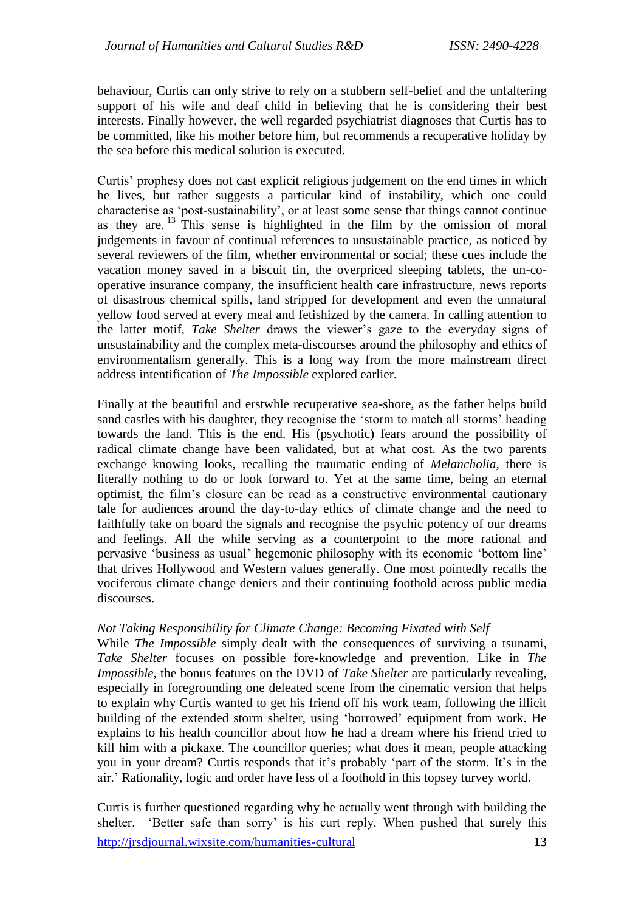behaviour, Curtis can only strive to rely on a stubbern self-belief and the unfaltering support of his wife and deaf child in believing that he is considering their best interests. Finally however, the well regarded psychiatrist diagnoses that Curtis has to be committed, like his mother before him, but recommends a recuperative holiday by the sea before this medical solution is executed.

Curtis' prophesy does not cast explicit religious judgement on the end times in which he lives, but rather suggests a particular kind of instability, which one could characterise as 'post-sustainability', or at least some sense that things cannot continue as they are.[13] This sense is highlighted in the film by the omission of moral judgements in favour of continual references to unsustainable practice, as noticed by several reviewers of the film, whether environmental or social; these cues include the vacation money saved in a biscuit tin, the overpriced sleeping tablets, the un-co-operative insurance company, the insufficient health care infrastructure, news reports of disastrous chemical spills, land stripped for development and even the unnatural yellow food served at every meal and fetishized by the camera. In calling attention to the latter motif, *Take Shelter* draws the viewer's gaze to the everyday signs of unsustainability and the complex meta-discourses around the philosophy and ethics of environmentalism generally. This is a long way from the more mainstream direct address intentification of *The Impossible* explored earlier.

Finally at the beautiful and erstwhle recuperative sea-shore, as the father helps build sand castles with his daughter, they recognise the 'storm to match all storms' heading towards the land. This is the end. His (psychotic) fears around the possibility of radical climate change have been validated, but at what cost. As the two parents exchange knowing looks, recalling the traumatic ending of *Melancholia*, there is literally nothing to do or look forward to. Yet at the same time, being an eternal optimist, the film's closure can be read as a constructive environmental cautionary tale for audiences around the day-to-day ethics of climate change and the need to faithfully take on board the signals and recognise the psychic potency of our dreams and feelings. All the while serving as a counterpoint to the more rational and pervasive 'business as usual' hegemonic philosophy with its economic 'bottom line' that drives Hollywood and Western values generally. One most pointedly recalls the vociferous climate change deniers and their continuing foothold across public media discourses.

*Not Taking Responsibility for Climate Change: Becoming Fixated with Self*

While *The Impossible* simply dealt with the consequences of surviving a tsunami, *Take Shelter* focuses on possible fore-knowledge and prevention. Like in *The Impossible*, the bonus features on the DVD of *Take Shelter* are particularly revealing, especially in foregrounding one deleated scene from the cinematic version that helps to explain why Curtis wanted to get his friend off his work team, following the illicit building of the extended storm shelter, using 'borrowed' equipment from work. He explains to his health councillor about how he had a dream where his friend tried to kill him with a pickaxe. The councillor queries; what does it mean, people attacking you in your dream? Curtis responds that it's probably 'part of the storm. It's in the air.' Rationality, logic and order have less of a foothold in this topsey turvey world.

Curtis is further questioned regarding why he actually went through with building the shelter. 'Better safe than sorry' is his curt reply. When pushed that surely this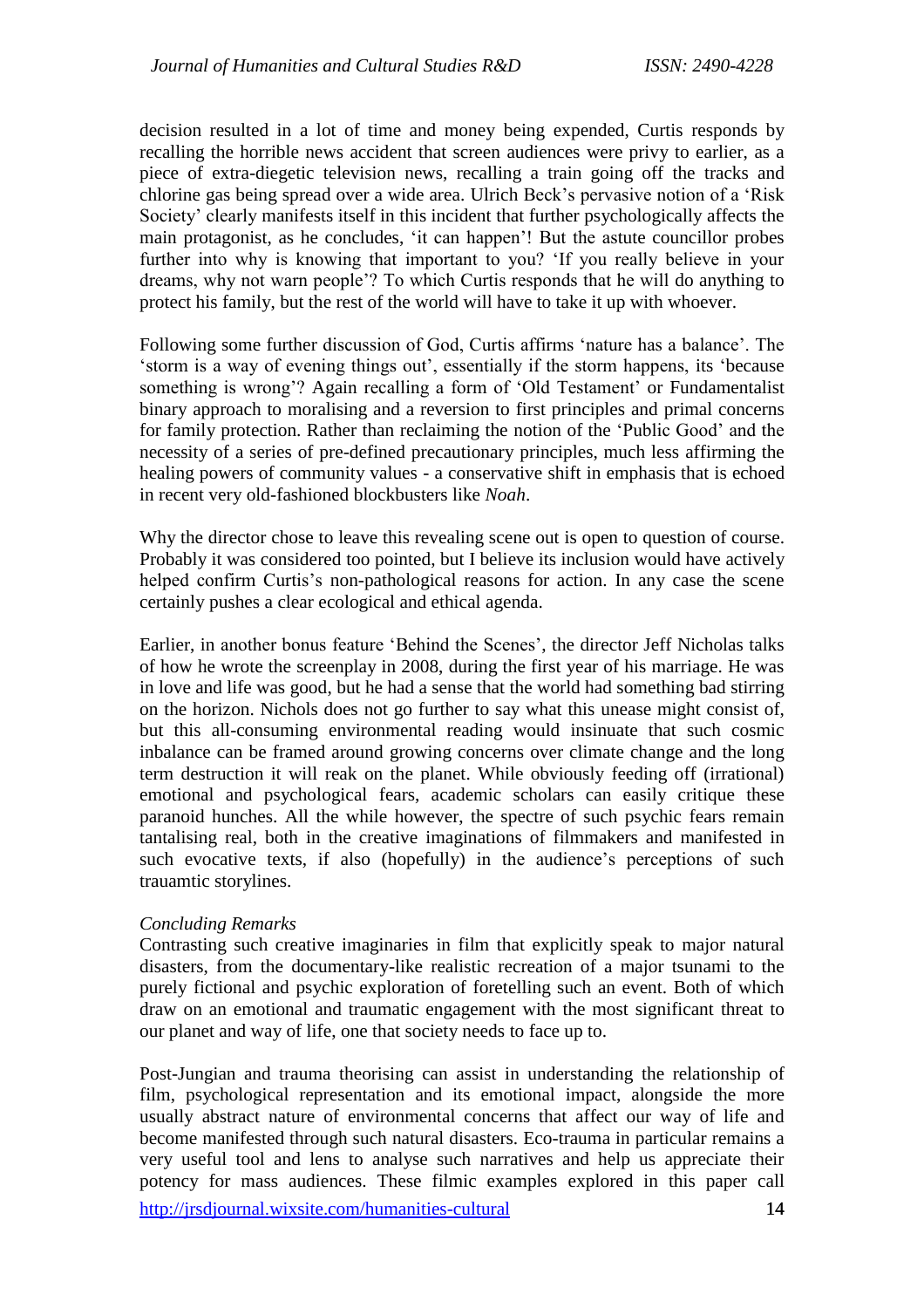decision resulted in a lot of time and money being expended, Curtis responds by recalling the horrible news accident that screen audiences were privy to earlier, as a piece of extra-diegetic television news, recalling a train going off the tracks and chlorine gas being spread over a wide area. Ulrich Beck's pervasive notion of a 'Risk Society' clearly manifests itself in this incident that further psychologically affects the main protagonist, as he concludes, 'it can happen'! But the astute councillor probes further into why is knowing that important to you? 'If you really believe in your dreams, why not warn people'? To which Curtis responds that he will do anything to protect his family, but the rest of the world will have to take it up with whoever.

Following some further discussion of God, Curtis affirms 'nature has a balance'. The 'storm is a way of evening things out', essentially if the storm happens, its 'because something is wrong'? Again recalling a form of 'Old Testament' or Fundamentalist binary approach to moralising and a reversion to first principles and primal concerns for family protection. Rather than reclaiming the notion of the 'Public Good' and the necessity of a series of pre-defined precautionary principles, much less affirming the healing powers of community values - a conservative shift in emphasis that is echoed in recent very old-fashioned blockbusters like *Noah*.

Why the director chose to leave this revealing scene out is open to question of course. Probably it was considered too pointed, but I believe its inclusion would have actively helped confirm Curtis's non-pathological reasons for action. In any case the scene certainly pushes a clear ecological and ethical agenda.

Earlier, in another bonus feature 'Behind the Scenes', the director Jeff Nicholas talks of how he wrote the screenplay in 2008, during the first year of his marriage. He was in love and life was good, but he had a sense that the world had something bad stirring on the horizon. Nichols does not go further to say what this unease might consist of, but this all-consuming environmental reading would insinuate that such cosmic inbalance can be framed around growing concerns over climate change and the long term destruction it will reak on the planet. While obviously feeding off (irrational) emotional and psychological fears, academic scholars can easily critique these paranoid hunches. All the while however, the spectre of such psychic fears remain tantalising real, both in the creative imaginations of filmmakers and manifested in such evocative texts, if also (hopefully) in the audience's perceptions of such trauamtic storylines.

*Concluding Remarks*

Contrasting such creative imaginaries in film that explicitly speak to major natural disasters, from the documentary-like realistic recreation of a major tsunami to the purely fictional and psychic exploration of foretelling such an event. Both of which draw on an emotional and traumatic engagement with the most significant threat to our planet and way of life, one that society needs to face up to.

Post-Jungian and trauma theorising can assist in understanding the relationship of film, psychological representation and its emotional impact, alongside the more usually abstract nature of environmental concerns that affect our way of life and become manifested through such natural disasters. Eco-trauma in particular remains a very useful tool and lens to analyse such narratives and help us appreciate their potency for mass audiences. These filmic examples explored in this paper call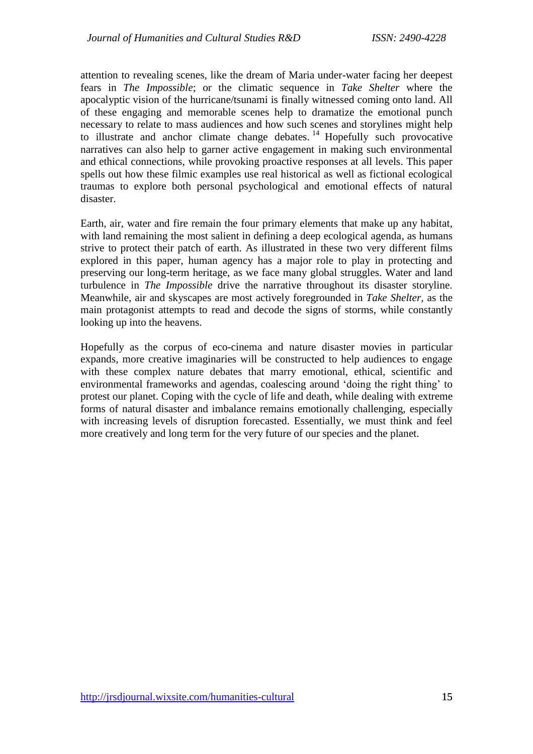attention to revealing scenes, like the dream of Maria under-water facing her deepest fears in *The Impossible*; or the climatic sequence in *Take Shelter* where the apocalyptic vision of the hurricane/tsunami is finally witnessed coming onto land. All of these engaging and memorable scenes help to dramatize the emotional punch necessary to relate to mass audiences and how such scenes and storylines might help to illustrate and anchor climate change debates. [14] Hopefully such provocative narratives can also help to garner active engagement in making such environmental and ethical connections, while provoking proactive responses at all levels. This paper spells out how these filmic examples use real historical as well as fictional ecological traumas to explore both personal psychological and emotional effects of natural disaster.

Earth, air, water and fire remain the four primary elements that make up any habitat, with land remaining the most salient in defining a deep ecological agenda, as humans strive to protect their patch of earth. As illustrated in these two very different films explored in this paper, human agency has a major role to play in protecting and preserving our long-term heritage, as we face many global struggles. Water and land turbulence in *The Impossible* drive the narrative throughout its disaster storyline. Meanwhile, air and skyscapes are most actively foregrounded in *Take Shelter,* as the main protagonist attempts to read and decode the signs of storms, while constantly looking up into the heavens.

Hopefully as the corpus of eco-cinema and nature disaster movies in particular expands, more creative imaginaries will be constructed to help audiences to engage with these complex nature debates that marry emotional, ethical, scientific and environmental frameworks and agendas, coalescing around 'doing the right thing' to protest our planet. Coping with the cycle of life and death, while dealing with extreme forms of natural disaster and imbalance remains emotionally challenging, especially with increasing levels of disruption forecasted. Essentially, we must think and feel more creatively and long term for the very future of our species and the planet.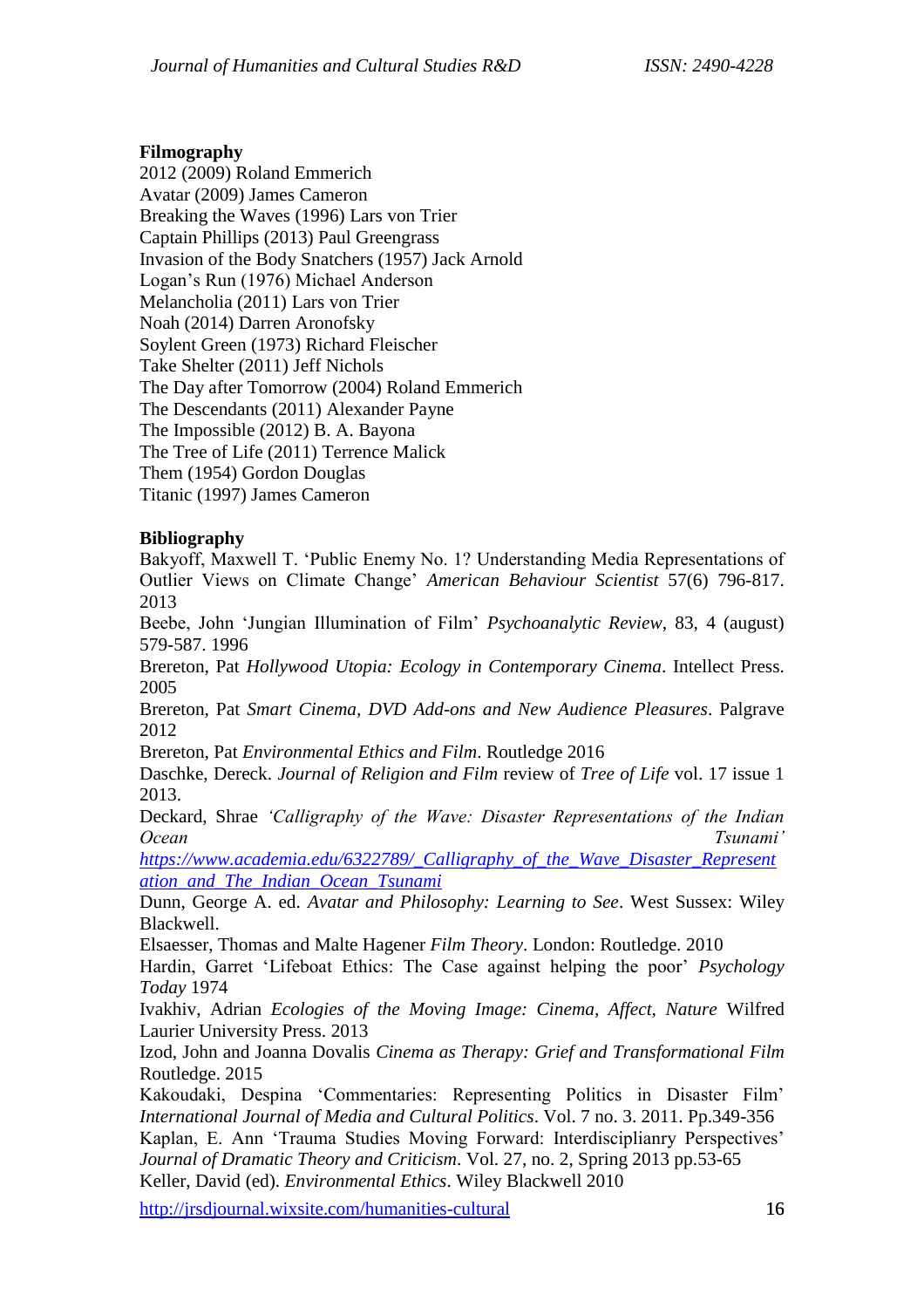**Filmography**

2012 (2009) Roland Emmerich
Avatar (2009) James Cameron
Breaking the Waves (1996) Lars von Trier
Captain Phillips (2013) Paul Greengrass
Invasion of the Body Snatchers (1957) Jack Arnold
Logan's Run (1976) Michael Anderson
Melancholia (2011) Lars von Trier
Noah (2014) Darren Aronofsky
Soylent Green (1973) Richard Fleischer
Take Shelter (2011) Jeff Nichols
The Day after Tomorrow (2004) Roland Emmerich
The Descendants (2011) Alexander Payne
The Impossible (2012) B. A. Bayona
The Tree of Life (2011) Terrence Malick
Them (1954) Gordon Douglas
Titanic (1997) James Cameron

**Bibliography**

Bakyoff, Maxwell T. 'Public Enemy No. 1? Understanding Media Representations of Outlier Views on Climate Change' *American Behaviour Scientist* 57(6) 796-817. 2013

Beebe, John 'Jungian Illumination of Film' *Psychoanalytic Review*, 83, 4 (august) 579-587. 1996

Brereton, Pat *Hollywood Utopia: Ecology in Contemporary Cinema*. Intellect Press. 2005

Brereton, Pat *Smart Cinema, DVD Add-ons and New Audience Pleasures*. Palgrave 2012

Brereton, Pat *Environmental Ethics and Film*. Routledge 2016

Daschke, Dereck. *Journal of Religion and Film* review of *Tree of Life* vol. 17 issue 1 2013.

Deckard, Shrae *'Calligraphy of the Wave: Disaster Representations of the Indian Ocean Tsunami'* https://www.academia.edu/6322789/_Calligraphy_of_the_Wave_Disaster_Representation_and_The_Indian_Ocean_Tsunami

Dunn, George A. ed. *Avatar and Philosophy: Learning to See*. West Sussex: Wiley Blackwell.

Elsaesser, Thomas and Malte Hagener *Film Theory*. London: Routledge. 2010

Hardin, Garret 'Lifeboat Ethics: The Case against helping the poor' *Psychology Today* 1974

Ivakhiv, Adrian *Ecologies of the Moving Image: Cinema, Affect, Nature* Wilfred Laurier University Press. 2013

Izod, John and Joanna Dovalis *Cinema as Therapy: Grief and Transformational Film* Routledge. 2015

Kakoudaki, Despina 'Commentaries: Representing Politics in Disaster Film' *International Journal of Media and Cultural Politics*. Vol. 7 no. 3. 2011. Pp.349-356

Kaplan, E. Ann 'Trauma Studies Moving Forward: Interdisciplianry Perspectives' *Journal of Dramatic Theory and Criticism*. Vol. 27, no. 2, Spring 2013 pp.53-65

Keller, David (ed). *Environmental Ethics*. Wiley Blackwell 2010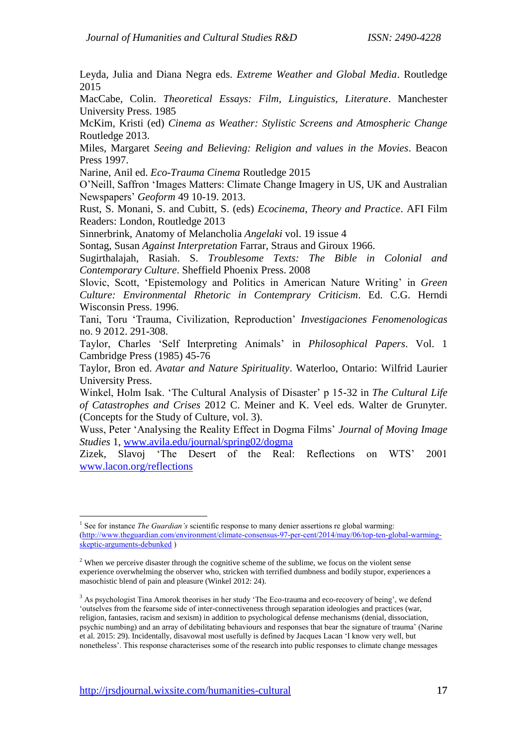Leyda, Julia and Diana Negra eds. *Extreme Weather and Global Media*. Routledge 2015

MacCabe, Colin. *Theoretical Essays: Film, Linguistics, Literature*. Manchester University Press. 1985

McKim, Kristi (ed) *Cinema as Weather: Stylistic Screens and Atmospheric Change* Routledge 2013.

Miles, Margaret *Seeing and Believing: Religion and values in the Movies*. Beacon Press 1997.

Narine, Anil ed. *Eco-Trauma Cinema* Routledge 2015

O'Neill, Saffron 'Images Matters: Climate Change Imagery in US, UK and Australian Newspapers' *Geoform* 49 10-19. 2013.

Rust, S. Monani, S. and Cubitt, S. (eds) *Ecocinema, Theory and Practice*. AFI Film Readers: London, Routledge 2013

Sinnerbrink, Anatomy of Melancholia *Angelaki* vol. 19 issue 4

Sontag, Susan *Against Interpretation* Farrar, Straus and Giroux 1966.

Sugirthalajah, Rasiah. S. *Troublesome Texts: The Bible in Colonial and Contemporary Culture*. Sheffield Phoenix Press. 2008

Slovic, Scott, 'Epistemology and Politics in American Nature Writing' in *Green Culture: Environmental Rhetoric in Contemprary Criticism*. Ed. C.G. Herndi Wisconsin Press. 1996.

Tani, Toru 'Trauma, Civilization, Reproduction' *Investigaciones Fenomenologicas* no. 9 2012. 291-308.

Taylor, Charles 'Self Interpreting Animals' in *Philosophical Papers*. Vol. 1 Cambridge Press (1985) 45-76

Taylor, Bron ed. *Avatar and Nature Spirituality*. Waterloo, Ontario: Wilfrid Laurier University Press.

Winkel, Holm Isak. 'The Cultural Analysis of Disaster' p 15-32 in *The Cultural Life of Catastrophes and Crises* 2012 C. Meiner and K. Veel eds. Walter de Grunyter. (Concepts for the Study of Culture, vol. 3).

Wuss, Peter 'Analysing the Reality Effect in Dogma Films' *Journal of Moving Image Studies* 1, [www.avila.edu/journal/spring02/dogma](www.avila.edu/journal/spring02/dogma)

Zizek, Slavoj 'The Desert of the Real: Reflections on WTS' 2001 [www.lacon.org/reflections](www.lacon.org/reflections)

---

[1] See for instance *The Guardian's* scientific response to many denier assertions re global warming: ([http://www.theguardian.com/environment/climate-consensus-97-per-cent/2014/may/06/top-ten-global-warming-skeptic-arguments-debunked](http://www.theguardian.com/environment/climate-consensus-97-per-cent/2014/may/06/top-ten-global-warming-skeptic-arguments-debunked) )

[2] When we perceive disaster through the cognitive scheme of the sublime, we focus on the violent sense experience overwhelming the observer who, stricken with terrified dumbness and bodily stupor, experiences a masochistic blend of pain and pleasure (Winkel 2012: 24).

[3] As psychologist Tina Amorok theorises in her study 'The Eco-trauma and eco-recovery of being', we defend 'outselves from the fearsome side of inter-connectiveness through separation ideologies and practices (war, religion, fantasies, racism and sexism) in addition to psychological defense mechanisms (denial, dissociation, psychic numbing) and an array of debilitating behaviours and responses that bear the signature of trauma' (Narine et al. 2015: 29). Incidentally, disavowal most usefully is defined by Jacques Lacan 'I know very well, but nonetheless'. This response characterises some of the research into public responses to climate change messages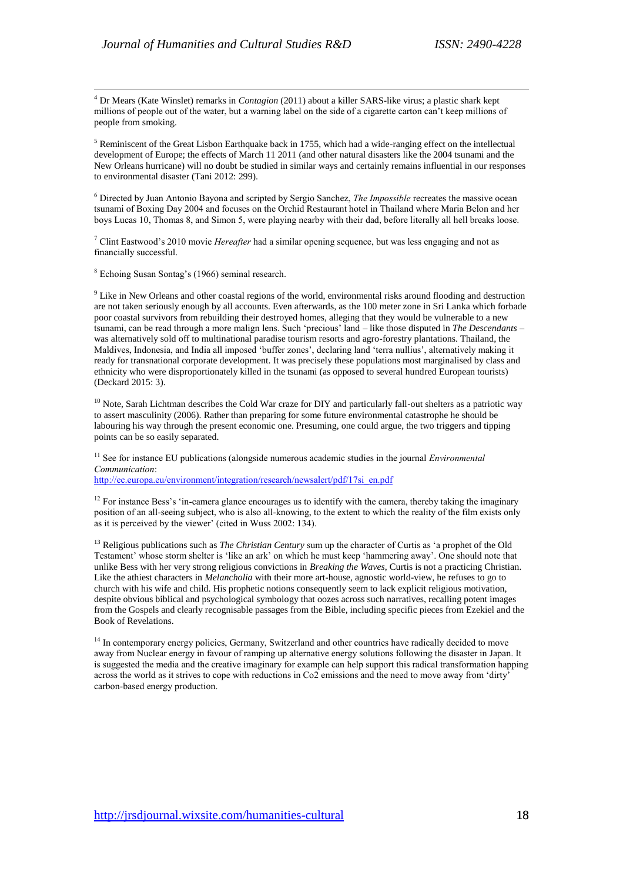[4] Dr Mears (Kate Winslet) remarks in *Contagion* (2011) about a killer SARS-like virus; a plastic shark kept millions of people out of the water, but a warning label on the side of a cigarette carton can't keep millions of people from smoking.

[5] Reminiscent of the Great Lisbon Earthquake back in 1755, which had a wide-ranging effect on the intellectual development of Europe; the effects of March 11 2011 (and other natural disasters like the 2004 tsunami and the New Orleans hurricane) will no doubt be studied in similar ways and certainly remains influential in our responses to environmental disaster (Tani 2012: 299).

[6] Directed by Juan Antonio Bayona and scripted by Sergio Sanchez, *The Impossible* recreates the massive ocean tsunami of Boxing Day 2004 and focuses on the Orchid Restaurant hotel in Thailand where Maria Belon and her boys Lucas 10, Thomas 8, and Simon 5, were playing nearby with their dad, before literally all hell breaks loose.

[7] Clint Eastwood's 2010 movie *Hereafter* had a similar opening sequence, but was less engaging and not as financially successful.

[8] Echoing Susan Sontag's (1966) seminal research.

[9] Like in New Orleans and other coastal regions of the world, environmental risks around flooding and destruction are not taken seriously enough by all accounts. Even afterwards, as the 100 meter zone in Sri Lanka which forbade poor coastal survivors from rebuilding their destroyed homes, alleging that they would be vulnerable to a new tsunami, can be read through a more malign lens. Such 'precious' land – like those disputed in *The Descendants* – was alternatively sold off to multinational paradise tourism resorts and agro-forestry plantations. Thailand, the Maldives, Indonesia, and India all imposed 'buffer zones', declaring land 'terra nullius', alternatively making it ready for transnational corporate development. It was precisely these populations most marginalised by class and ethnicity who were disproportionately killed in the tsunami (as opposed to several hundred European tourists) (Deckard 2015: 3).

[10] Note, Sarah Lichtman describes the Cold War craze for DIY and particularly fall-out shelters as a patriotic way to assert masculinity (2006). Rather than preparing for some future environmental catastrophe he should be labouring his way through the present economic one. Presuming, one could argue, the two triggers and tipping points can be so easily separated.

[11] See for instance EU publications (alongside numerous academic studies in the journal *Environmental Communication*:
http://ec.europa.eu/environment/integration/research/newsalert/pdf/17si_en.pdf

[12] For instance Bess's 'in-camera glance encourages us to identify with the camera, thereby taking the imaginary position of an all-seeing subject, who is also all-knowing, to the extent to which the reality of the film exists only as it is perceived by the viewer' (cited in Wuss 2002: 134).

[13] Religious publications such as *The Christian Century* sum up the character of Curtis as 'a prophet of the Old Testament' whose storm shelter is 'like an ark' on which he must keep 'hammering away'. One should note that unlike Bess with her very strong religious convictions in *Breaking the Waves*, Curtis is not a practicing Christian. Like the athiest characters in *Melancholia* with their more art-house, agnostic world-view, he refuses to go to church with his wife and child. His prophetic notions consequently seem to lack explicit religious motivation, despite obvious biblical and psychological symbology that oozes across such narratives, recalling potent images from the Gospels and clearly recognisable passages from the Bible, including specific pieces from Ezekiel and the Book of Revelations.

[14] In contemporary energy policies, Germany, Switzerland and other countries have radically decided to move away from Nuclear energy in favour of ramping up alternative energy solutions following the disaster in Japan. It is suggested the media and the creative imaginary for example can help support this radical transformation happing across the world as it strives to cope with reductions in Co2 emissions and the need to move away from 'dirty' carbon-based energy production.